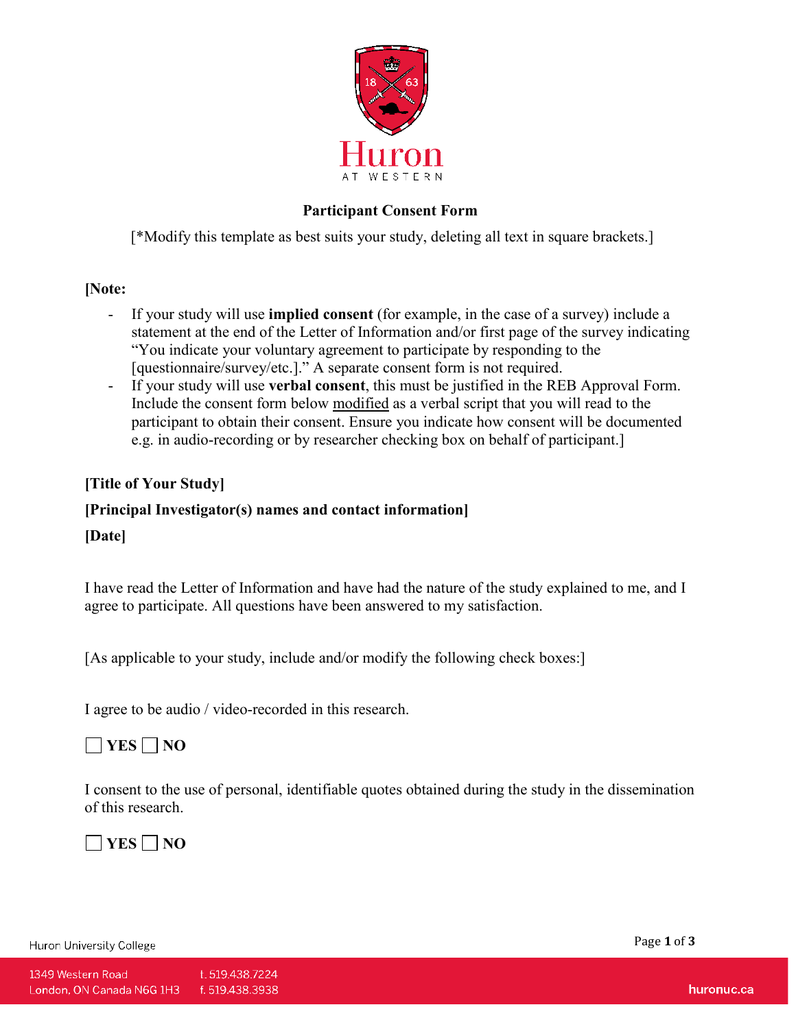Huron
AT WESTERN

# Participant Consent Form

[*Modify this template as best suits your study, deleting all text in square brackets.]

**[Note:**

- If your study will use **implied consent** (for example, in the case of a survey) include a statement at the end of the Letter of Information and/or first page of the survey indicating "You indicate your voluntary agreement to participate by responding to the [questionnaire/survey/etc.]." A separate consent form is not required.
- If your study will use **verbal consent**, this must be justified in the REB Approval Form. Include the consent form below modified as a verbal script that you will read to the participant to obtain their consent. Ensure you indicate how consent will be documented e.g. in audio-recording or by researcher checking box on behalf of participant.]

**[Title of Your Study]**

**[Principal Investigator(s) names and contact information]**

**[Date]**

I have read the Letter of Information and have had the nature of the study explained to me, and I agree to participate. All questions have been answered to my satisfaction.

[As applicable to your study, include and/or modify the following check boxes:]

I agree to be audio / video-recorded in this research.

☐ **YES** ☐ **NO**

I consent to the use of personal, identifiable quotes obtained during the study in the dissemination of this research.

☐ **YES** ☐ **NO**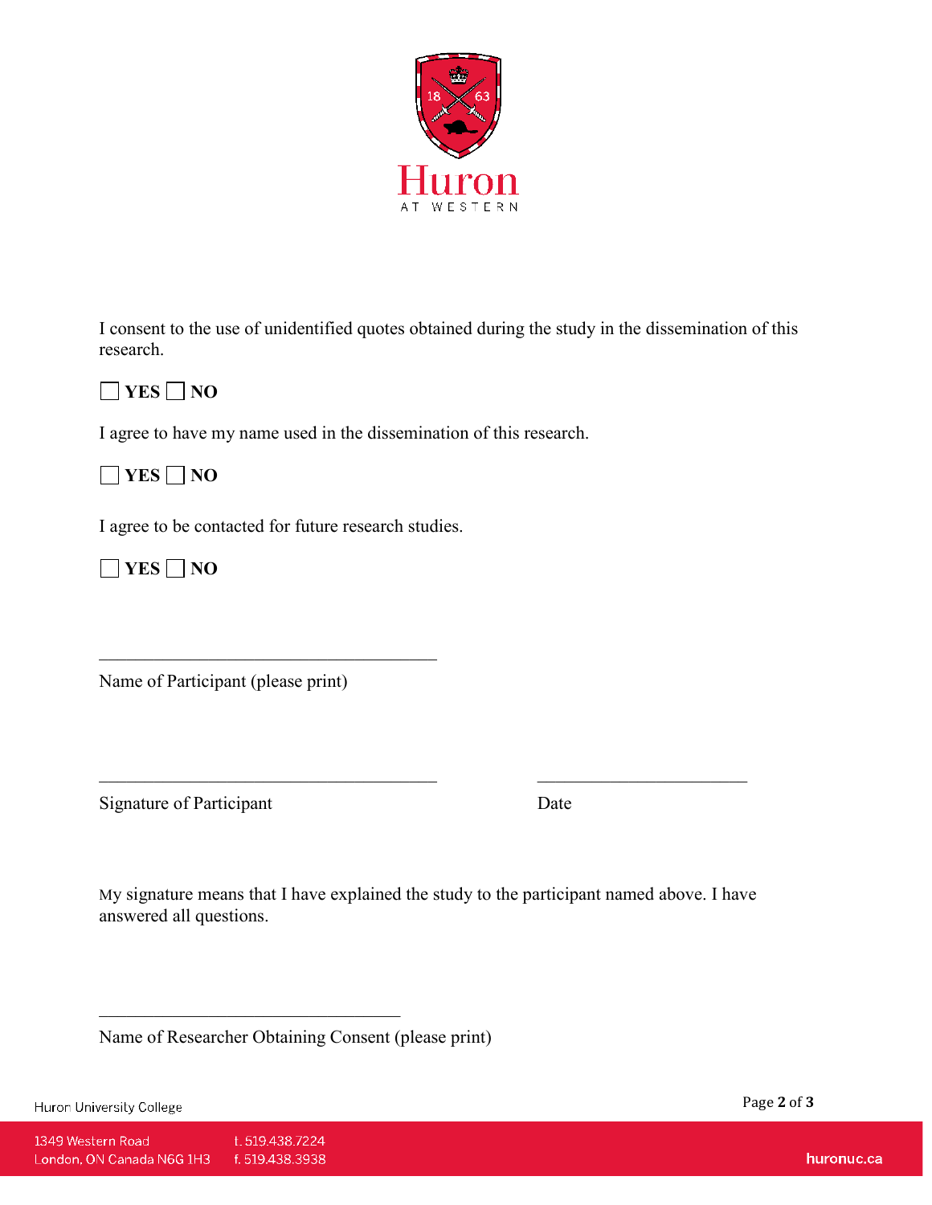I consent to the use of unidentified quotes obtained during the study in the dissemination of this research.

☐ **YES** ☐ **NO**

I agree to have my name used in the dissemination of this research.

☐ **YES** ☐ **NO**

I agree to be contacted for future research studies.

☐ **YES** ☐ **NO**

\_\_\_\_\_\_\_\_\_\_\_\_\_\_\_\_\_\_\_\_\_\_\_\_\_\_\_\_\_\_\_\_\_\_\_\_\_\_\_\_

Name of Participant (please print)

\_\_\_\_\_\_\_\_\_\_\_\_\_\_\_\_\_\_\_\_\_\_\_\_\_\_\_\_\_\_\_\_\_\_\_\_\_\_\_\_ \_\_\_\_\_\_\_\_\_\_\_\_\_\_\_\_\_\_\_\_\_\_\_\_\_

Signature of Participant Date

My signature means that I have explained the study to the participant named above. I have answered all questions.

\_\_\_\_\_\_\_\_\_\_\_\_\_\_\_\_\_\_\_\_\_\_\_\_\_\_\_\_\_\_\_\_\_\_\_\_

Name of Researcher Obtaining Consent (please print)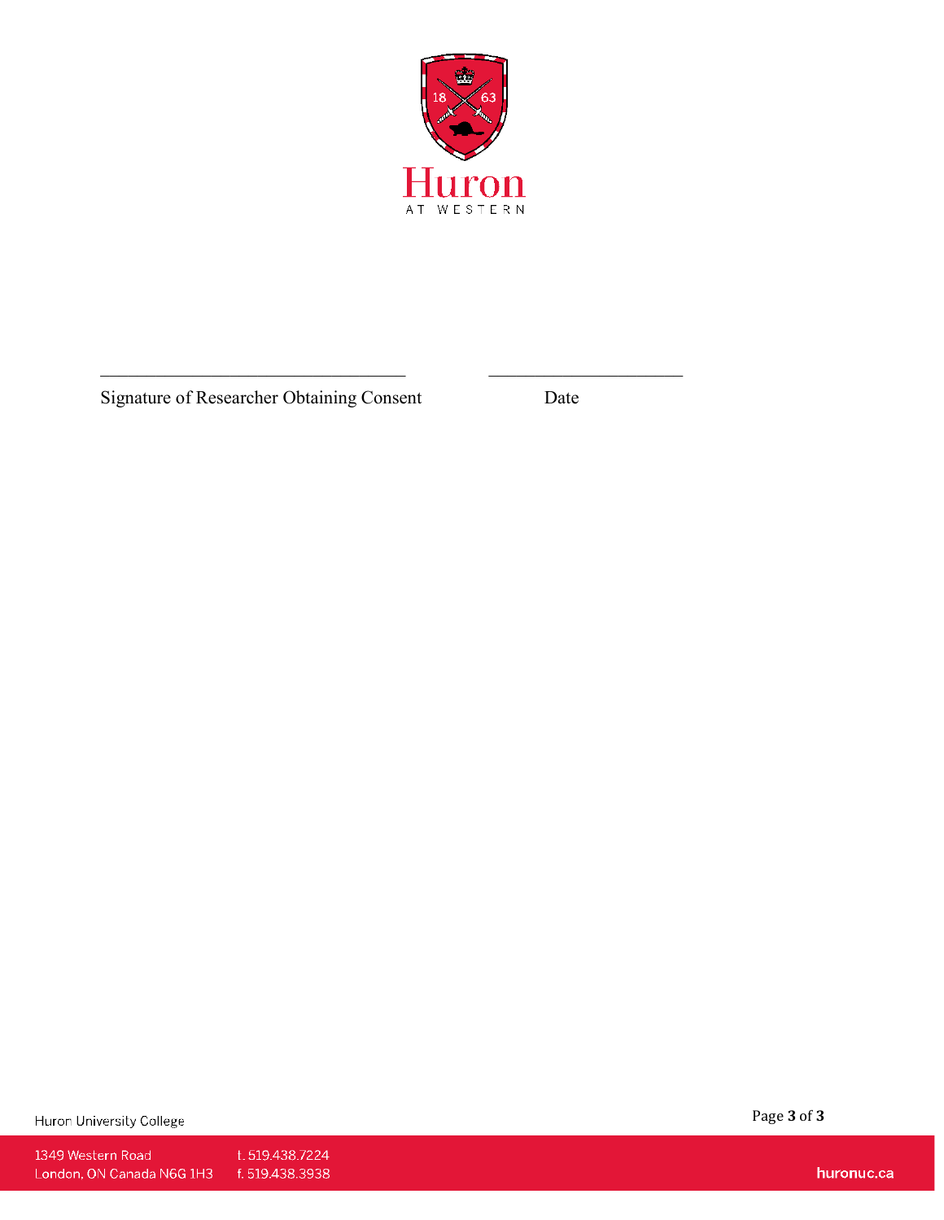\_\_\_\_\_\_\_\_\_\_\_\_\_\_\_\_\_\_\_\_\_\_\_\_\_\_\_\_\_\_\_\_\_\_\_\_ \_\_\_\_\_\_\_\_\_\_\_\_\_\_\_\_\_\_\_\_\_\_\_

Signature of Researcher Obtaining Consent Date